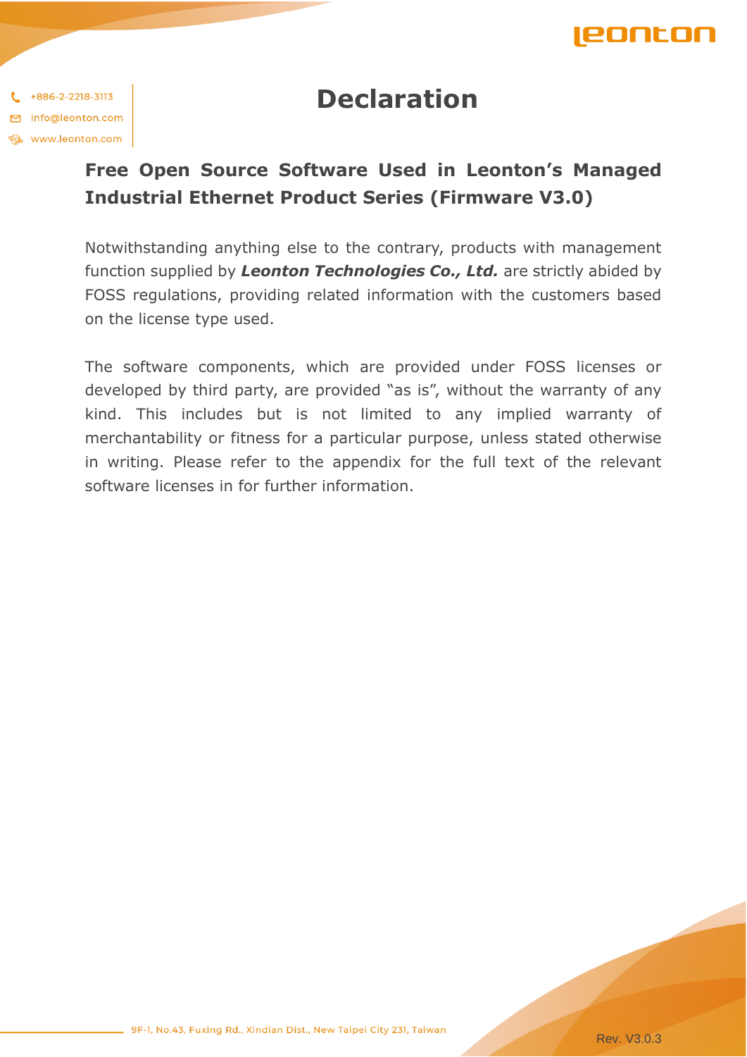# Declaration

## Free Open Source Software Used in Leonton's Managed Industrial Ethernet Product Series (Firmware V3.0)

Notwithstanding anything else to the contrary, products with management function supplied by ***Leonton Technologies Co., Ltd.*** are strictly abided by FOSS regulations, providing related information with the customers based on the license type used.

The software components, which are provided under FOSS licenses or developed by third party, are provided "as is", without the warranty of any kind. This includes but is not limited to any implied warranty of merchantability or fitness for a particular purpose, unless stated otherwise in writing. Please refer to the appendix for the full text of the relevant software licenses in for further information.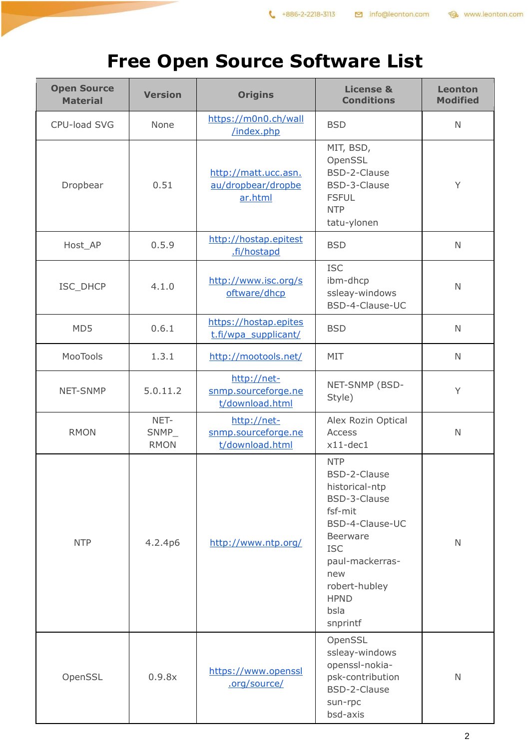# Free Open Source Software List

| Open Source Material | Version | Origins | License & Conditions | Leonton Modified |
|---|---|---|---|---|
| CPU-load SVG | None | https://m0n0.ch/wall/index.php | BSD | N |
| Dropbear | 0.51 | http://matt.ucc.asn.au/dropbear/dropbear.html | MIT, BSD, OpenSSL BSD-2-Clause BSD-3-Clause FSFUL NTP tatu-ylonen | Y |
| Host_AP | 0.5.9 | http://hostap.epitest.fi/hostapd | BSD | N |
| ISC_DHCP | 4.1.0 | http://www.isc.org/software/dhcp | ISC ibm-dhcp ssleay-windows BSD-4-Clause-UC | N |
| MD5 | 0.6.1 | https://hostap.epitest.fi/wpa_supplicant/ | BSD | N |
| MooTools | 1.3.1 | http://mootools.net/ | MIT | N |
| NET-SNMP | 5.0.11.2 | http://net-snmp.sourceforge.net/download.html | NET-SNMP (BSD-Style) | Y |
| RMON | NET-SNMP_RMON | http://net-snmp.sourceforge.net/download.html | Alex Rozin Optical Access x11-dec1 | N |
| NTP | 4.2.4p6 | http://www.ntp.org/ | NTP BSD-2-Clause historical-ntp BSD-3-Clause fsf-mit BSD-4-Clause-UC Beerware ISC paul-mackerras-new robert-hubley HPND bsla snprintf | N |
| OpenSSL | 0.9.8x | https://www.openssl.org/source/ | OpenSSL ssleay-windows openssl-nokia-psk-contribution BSD-2-Clause sun-rpc bsd-axis | N |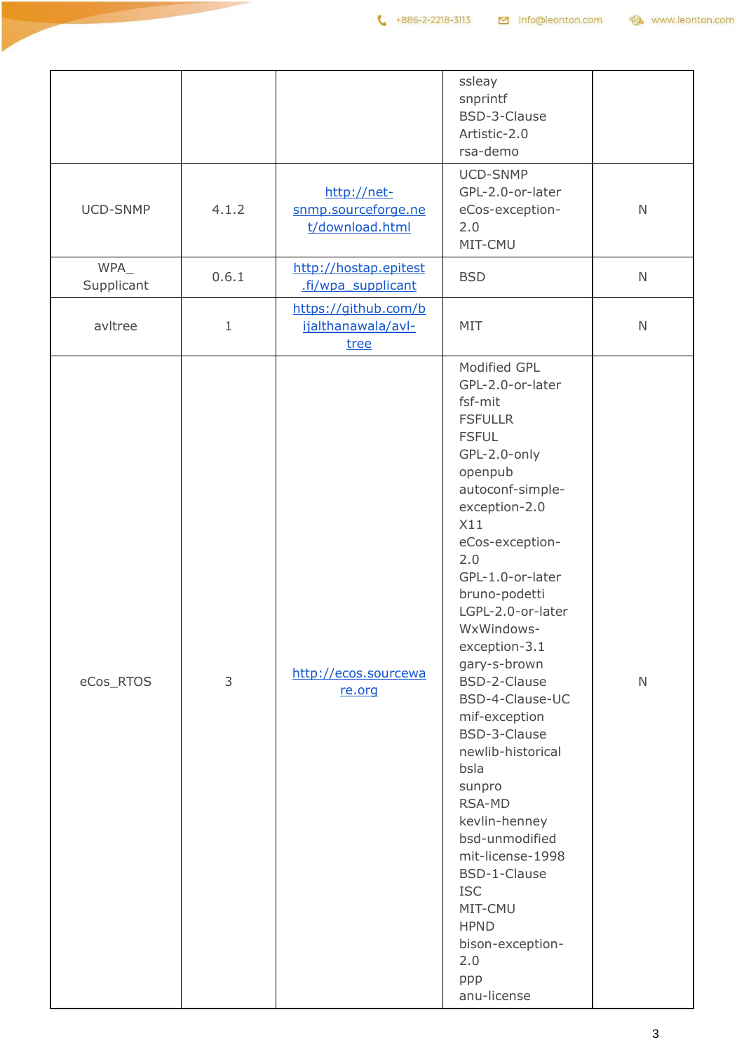| | | | | |
|---|---|---|---|---|
| | | | ssleay<br>snprintf<br>BSD-3-Clause<br>Artistic-2.0<br>rsa-demo | |
| UCD-SNMP | 4.1.2 | http://net-snmp.sourceforge.net/download.html | UCD-SNMP<br>GPL-2.0-or-later<br>eCos-exception-2.0<br>MIT-CMU | N |
| WPA_Supplicant | 0.6.1 | http://hostap.epitest.fi/wpa_supplicant | BSD | N |
| avltree | 1 | https://github.com/bijalthanawala/avl-tree | MIT | N |
| eCos_RTOS | 3 | http://ecos.sourceware.org | Modified GPL<br>GPL-2.0-or-later<br>fsf-mit<br>FSFULLR<br>FSFUL<br>GPL-2.0-only<br>openpub<br>autoconf-simple-exception-2.0<br>X11<br>eCos-exception-2.0<br>GPL-1.0-or-later<br>bruno-podetti<br>LGPL-2.0-or-later<br>WxWindows-exception-3.1<br>gary-s-brown<br>BSD-2-Clause<br>BSD-4-Clause-UC<br>mif-exception<br>BSD-3-Clause<br>newlib-historical<br>bsla<br>sunpro<br>RSA-MD<br>kevlin-henney<br>bsd-unmodified<br>mit-license-1998<br>BSD-1-Clause<br>ISC<br>MIT-CMU<br>HPND<br>bison-exception-2.0<br>ppp<br>anu-license | N |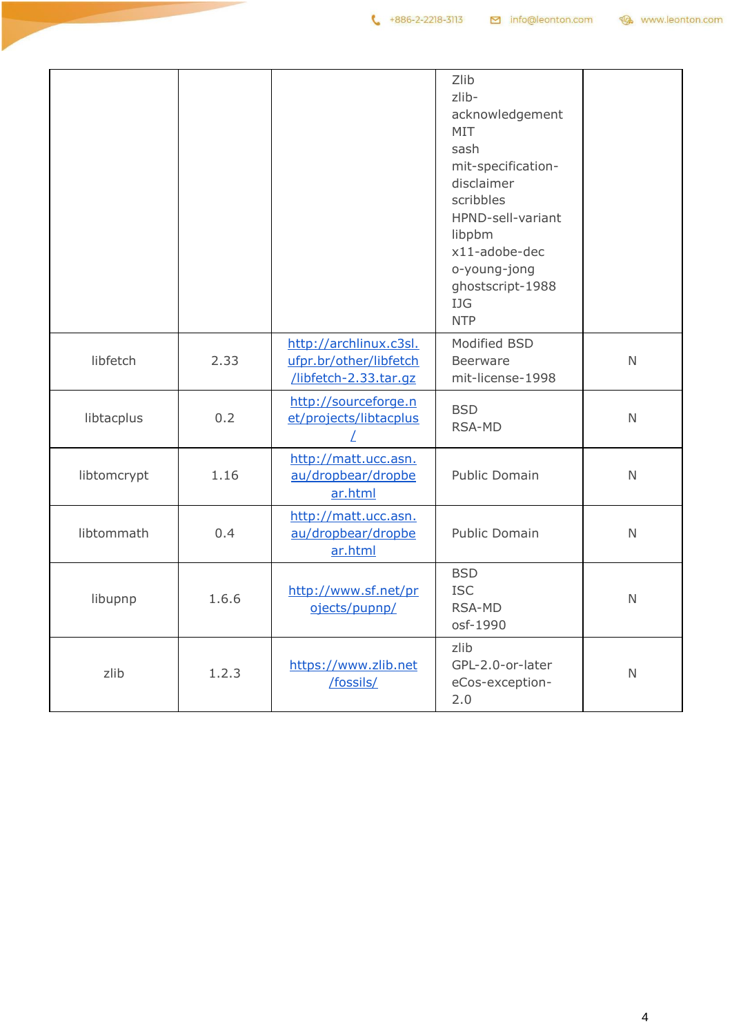| | | | | |
|---|---|---|---|---|
| | | | Zlib<br>zlib-acknowledgement<br>MIT<br>sash<br>mit-specification-disclaimer<br>scribbles<br>HPND-sell-variant<br>libpbm<br>x11-adobe-dec<br>o-young-jong<br>ghostscript-1988<br>IJG<br>NTP | |
| libfetch | 2.33 | http://archlinux.c3sl.ufpr.br/other/libfetch/libfetch-2.33.tar.gz | Modified BSD<br>Beerware<br>mit-license-1998 | N |
| libtacplus | 0.2 | http://sourceforge.net/projects/libtacplus/ | BSD<br>RSA-MD | N |
| libtomcrypt | 1.16 | http://matt.ucc.asn.au/dropbear/dropbear.html | Public Domain | N |
| libtommath | 0.4 | http://matt.ucc.asn.au/dropbear/dropbear.html | Public Domain | N |
| libupnp | 1.6.6 | http://www.sf.net/projects/pupnp/ | BSD<br>ISC<br>RSA-MD<br>osf-1990 | N |
| zlib | 1.2.3 | https://www.zlib.net/fossils/ | zlib<br>GPL-2.0-or-later<br>eCos-exception-2.0 | N |